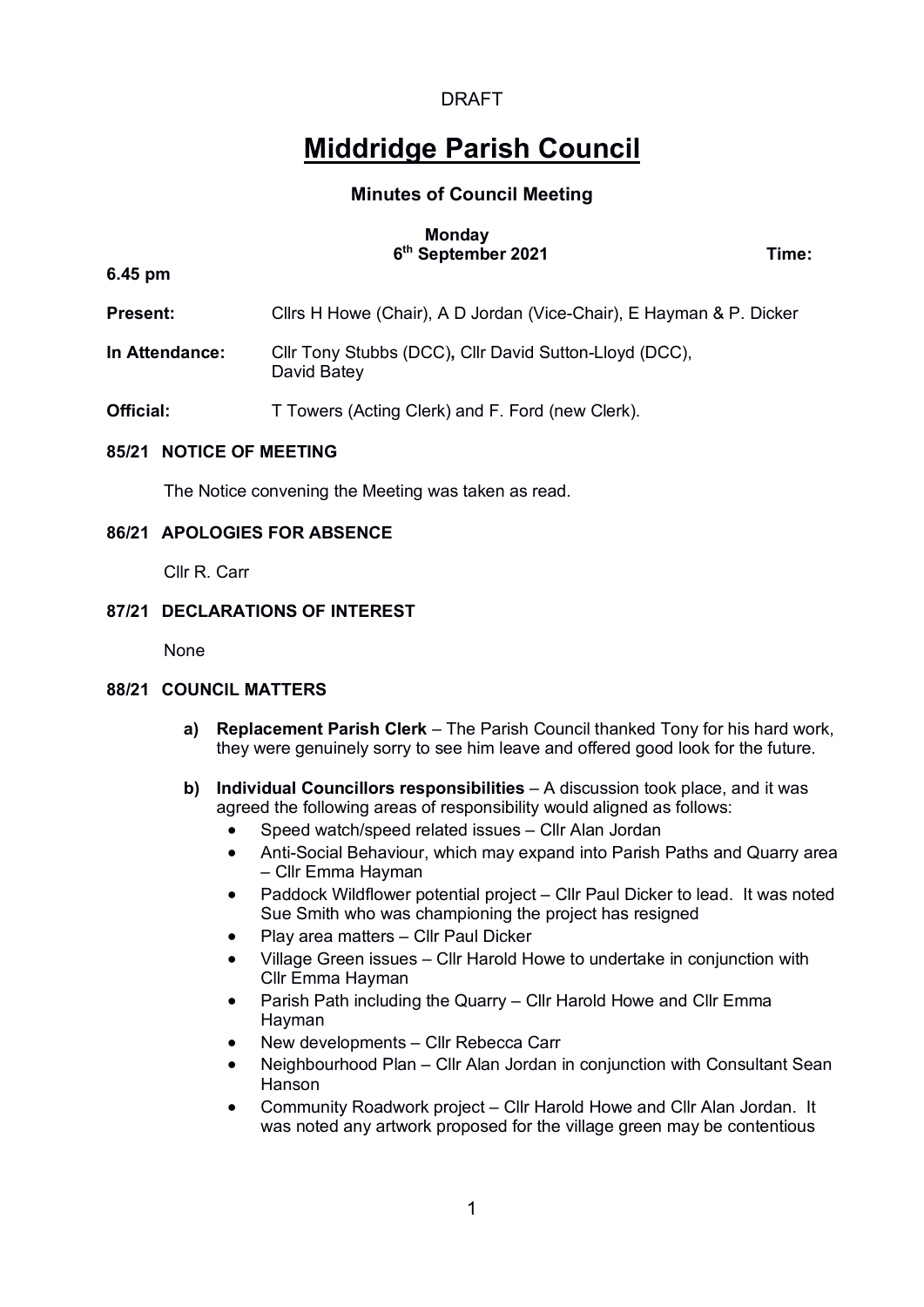DRAFT

# Middridge Parish Council

## Minutes of Council Meeting

**Monday**
**6th September 2021** **Time:**

**6.45 pm**

**Present:** Cllrs H Howe (Chair), A D Jordan (Vice-Chair), E Hayman & P. Dicker

**In Attendance:** Cllr Tony Stubbs (DCC)**,** Cllr David Sutton-Lloyd (DCC), David Batey

**Official:** T Towers (Acting Clerk) and F. Ford (new Clerk).

### 85/21 NOTICE OF MEETING

The Notice convening the Meeting was taken as read.

### 86/21 APOLOGIES FOR ABSENCE

Cllr R. Carr

### 87/21 DECLARATIONS OF INTEREST

None

### 88/21 COUNCIL MATTERS

**a) Replacement Parish Clerk** – The Parish Council thanked Tony for his hard work, they were genuinely sorry to see him leave and offered good look for the future.

**b) Individual Councillors responsibilities** – A discussion took place, and it was agreed the following areas of responsibility would aligned as follows:

- Speed watch/speed related issues – Cllr Alan Jordan
- Anti-Social Behaviour, which may expand into Parish Paths and Quarry area – Cllr Emma Hayman
- Paddock Wildflower potential project – Cllr Paul Dicker to lead. It was noted Sue Smith who was championing the project has resigned
- Play area matters – Cllr Paul Dicker
- Village Green issues – Cllr Harold Howe to undertake in conjunction with Cllr Emma Hayman
- Parish Path including the Quarry – Cllr Harold Howe and Cllr Emma Hayman
- New developments – Cllr Rebecca Carr
- Neighbourhood Plan – Cllr Alan Jordan in conjunction with Consultant Sean Hanson
- Community Roadwork project – Cllr Harold Howe and Cllr Alan Jordan. It was noted any artwork proposed for the village green may be contentious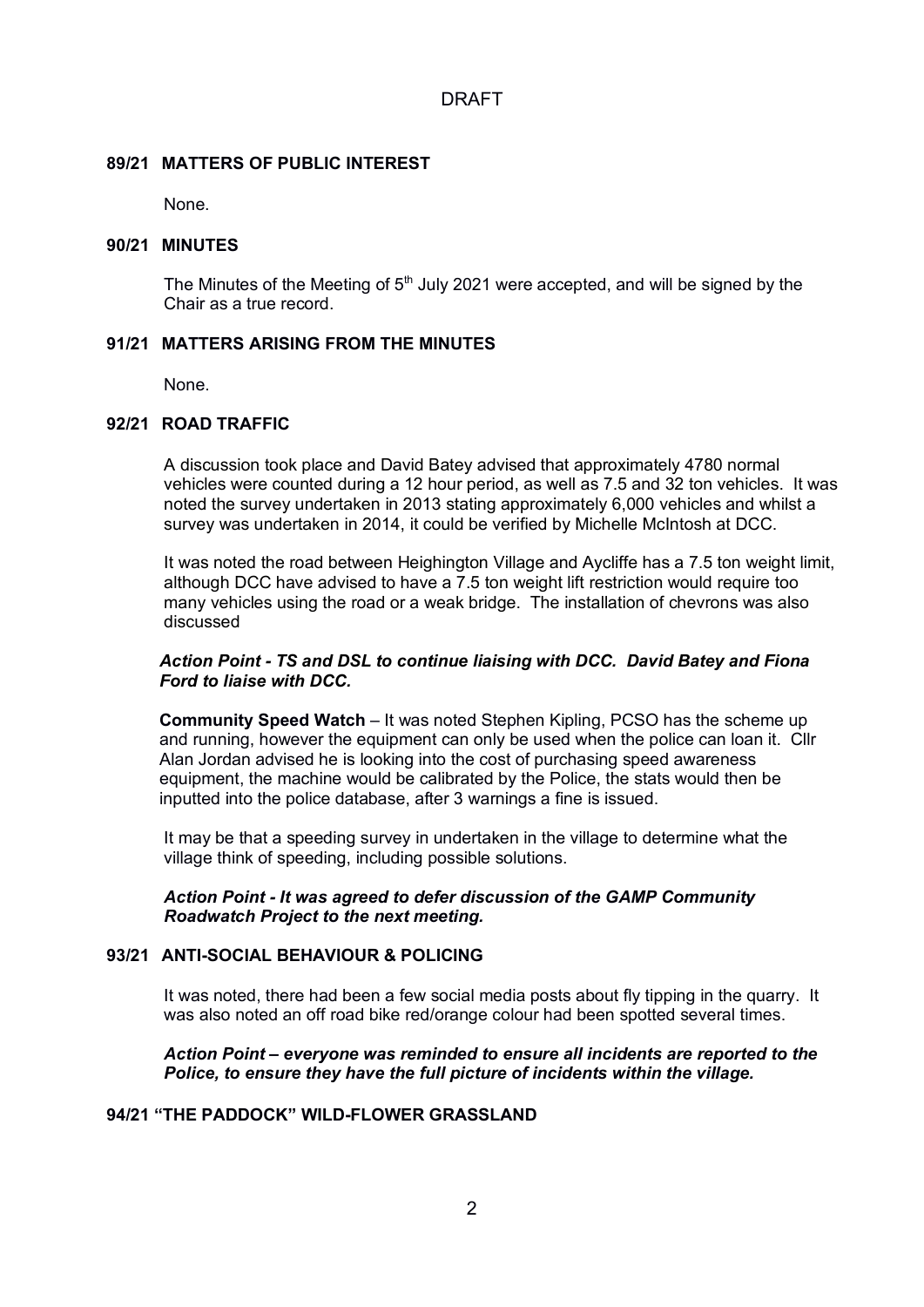DRAFT

## 89/21 MATTERS OF PUBLIC INTEREST

None.

## 90/21 MINUTES

The Minutes of the Meeting of 5th July 2021 were accepted, and will be signed by the Chair as a true record.

## 91/21 MATTERS ARISING FROM THE MINUTES

None.

## 92/21 ROAD TRAFFIC

A discussion took place and David Batey advised that approximately 4780 normal vehicles were counted during a 12 hour period, as well as 7.5 and 32 ton vehicles. It was noted the survey undertaken in 2013 stating approximately 6,000 vehicles and whilst a survey was undertaken in 2014, it could be verified by Michelle McIntosh at DCC.

It was noted the road between Heighington Village and Aycliffe has a 7.5 ton weight limit, although DCC have advised to have a 7.5 ton weight lift restriction would require too many vehicles using the road or a weak bridge. The installation of chevrons was also discussed

***Action Point - TS and DSL to continue liaising with DCC. David Batey and Fiona Ford to liaise with DCC.***

**Community Speed Watch** – It was noted Stephen Kipling, PCSO has the scheme up and running, however the equipment can only be used when the police can loan it. Cllr Alan Jordan advised he is looking into the cost of purchasing speed awareness equipment, the machine would be calibrated by the Police, the stats would then be inputted into the police database, after 3 warnings a fine is issued.

It may be that a speeding survey in undertaken in the village to determine what the village think of speeding, including possible solutions.

***Action Point - It was agreed to defer discussion of the GAMP Community Roadwatch Project to the next meeting.***

## 93/21 ANTI-SOCIAL BEHAVIOUR & POLICING

It was noted, there had been a few social media posts about fly tipping in the quarry. It was also noted an off road bike red/orange colour had been spotted several times.

***Action Point – everyone was reminded to ensure all incidents are reported to the Police, to ensure they have the full picture of incidents within the village.***

## 94/21 "THE PADDOCK" WILD-FLOWER GRASSLAND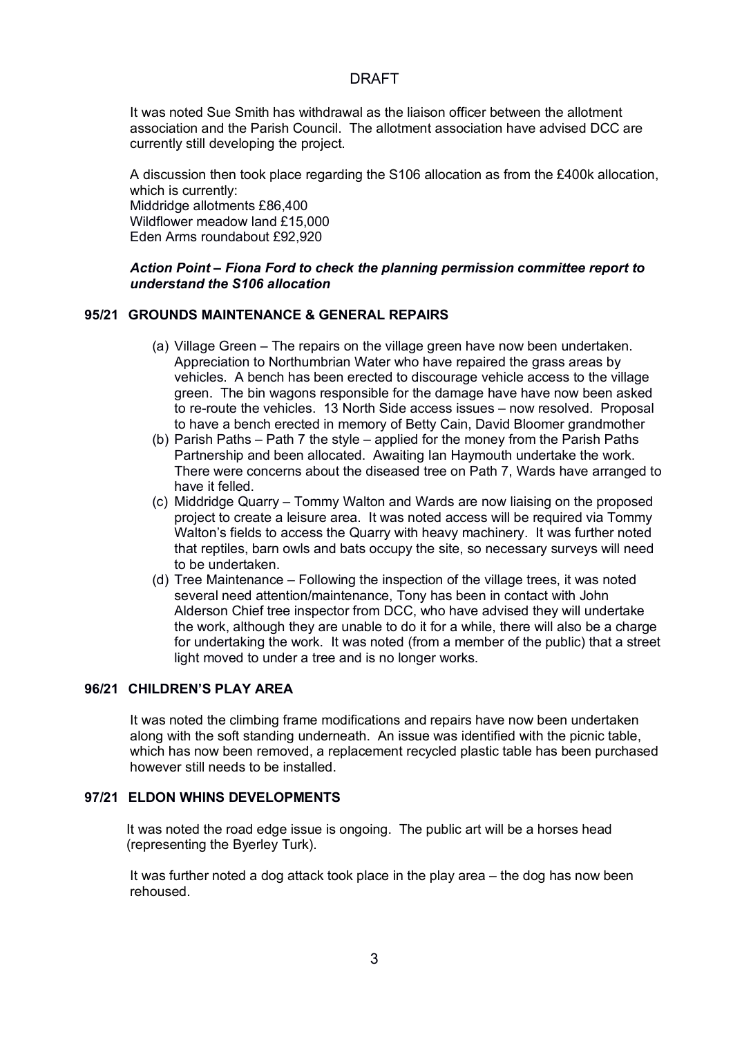DRAFT

It was noted Sue Smith has withdrawal as the liaison officer between the allotment association and the Parish Council. The allotment association have advised DCC are currently still developing the project.

A discussion then took place regarding the S106 allocation as from the £400k allocation, which is currently:
Middridge allotments £86,400
Wildflower meadow land £15,000
Eden Arms roundabout £92,920

***Action Point – Fiona Ford to check the planning permission committee report to understand the S106 allocation***

**95/21 GROUNDS MAINTENANCE & GENERAL REPAIRS**

(a) Village Green – The repairs on the village green have now been undertaken. Appreciation to Northumbrian Water who have repaired the grass areas by vehicles. A bench has been erected to discourage vehicle access to the village green. The bin wagons responsible for the damage have have now been asked to re-route the vehicles. 13 North Side access issues – now resolved. Proposal to have a bench erected in memory of Betty Cain, David Bloomer grandmother
(b) Parish Paths – Path 7 the style – applied for the money from the Parish Paths Partnership and been allocated. Awaiting Ian Haymouth undertake the work. There were concerns about the diseased tree on Path 7, Wards have arranged to have it felled.
(c) Middridge Quarry – Tommy Walton and Wards are now liaising on the proposed project to create a leisure area. It was noted access will be required via Tommy Walton's fields to access the Quarry with heavy machinery. It was further noted that reptiles, barn owls and bats occupy the site, so necessary surveys will need to be undertaken.
(d) Tree Maintenance – Following the inspection of the village trees, it was noted several need attention/maintenance, Tony has been in contact with John Alderson Chief tree inspector from DCC, who have advised they will undertake the work, although they are unable to do it for a while, there will also be a charge for undertaking the work. It was noted (from a member of the public) that a street light moved to under a tree and is no longer works.

**96/21 CHILDREN'S PLAY AREA**

It was noted the climbing frame modifications and repairs have now been undertaken along with the soft standing underneath. An issue was identified with the picnic table, which has now been removed, a replacement recycled plastic table has been purchased however still needs to be installed.

**97/21 ELDON WHINS DEVELOPMENTS**

It was noted the road edge issue is ongoing. The public art will be a horses head (representing the Byerley Turk).

It was further noted a dog attack took place in the play area – the dog has now been rehoused.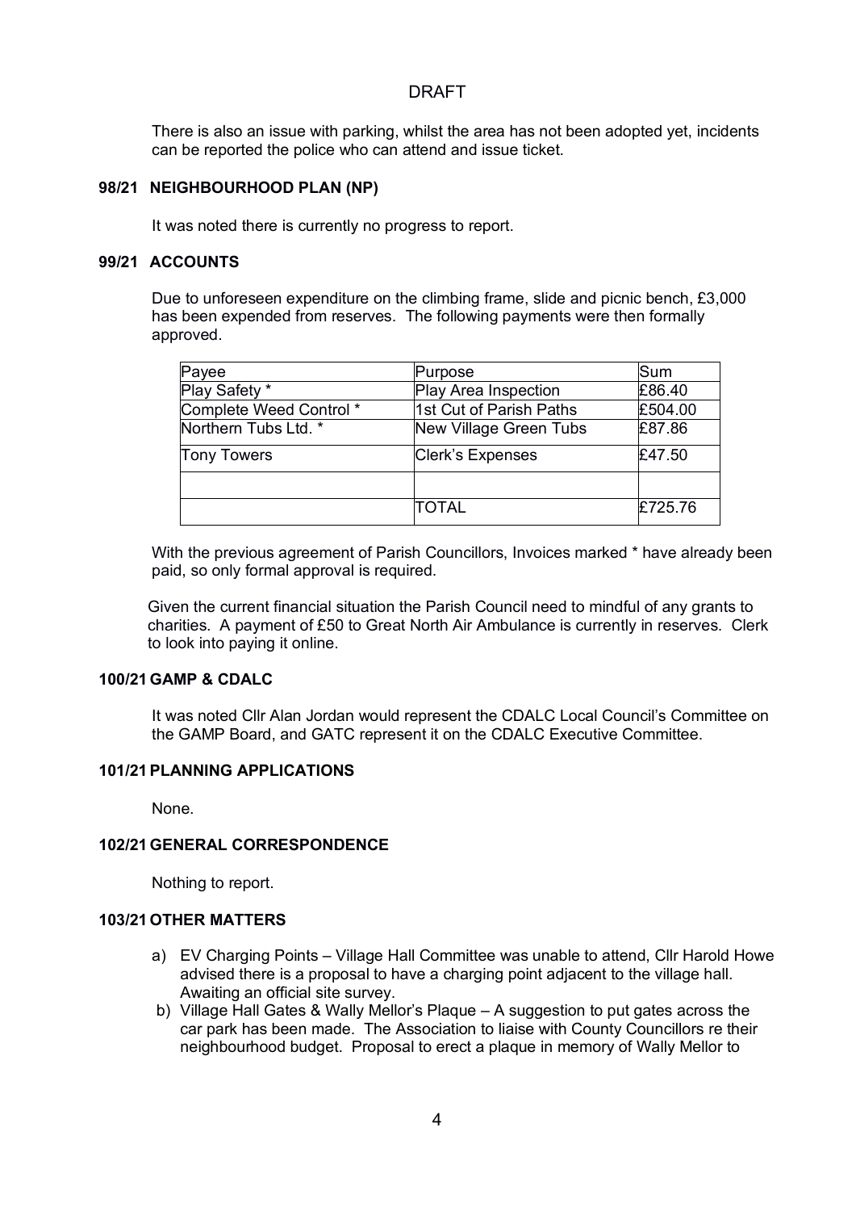DRAFT

There is also an issue with parking, whilst the area has not been adopted yet, incidents can be reported the police who can attend and issue ticket.

### 98/21 NEIGHBOURHOOD PLAN (NP)

It was noted there is currently no progress to report.

### 99/21 ACCOUNTS

Due to unforeseen expenditure on the climbing frame, slide and picnic bench, £3,000 has been expended from reserves. The following payments were then formally approved.

| Payee | Purpose | Sum |
|---|---|---|
| Play Safety * | Play Area Inspection | £86.40 |
| Complete Weed Control * | 1st Cut of Parish Paths | £504.00 |
| Northern Tubs Ltd. * | New Village Green Tubs | £87.86 |
| Tony Towers | Clerk's Expenses | £47.50 |
| | | |
| | TOTAL | £725.76 |

With the previous agreement of Parish Councillors, Invoices marked * have already been paid, so only formal approval is required.

Given the current financial situation the Parish Council need to mindful of any grants to charities. A payment of £50 to Great North Air Ambulance is currently in reserves. Clerk to look into paying it online.

### 100/21 GAMP & CDALC

It was noted Cllr Alan Jordan would represent the CDALC Local Council's Committee on the GAMP Board, and GATC represent it on the CDALC Executive Committee.

### 101/21 PLANNING APPLICATIONS

None.

### 102/21 GENERAL CORRESPONDENCE

Nothing to report.

### 103/21 OTHER MATTERS

a) EV Charging Points – Village Hall Committee was unable to attend, Cllr Harold Howe advised there is a proposal to have a charging point adjacent to the village hall. Awaiting an official site survey.

b) Village Hall Gates & Wally Mellor's Plaque – A suggestion to put gates across the car park has been made. The Association to liaise with County Councillors re their neighbourhood budget. Proposal to erect a plaque in memory of Wally Mellor to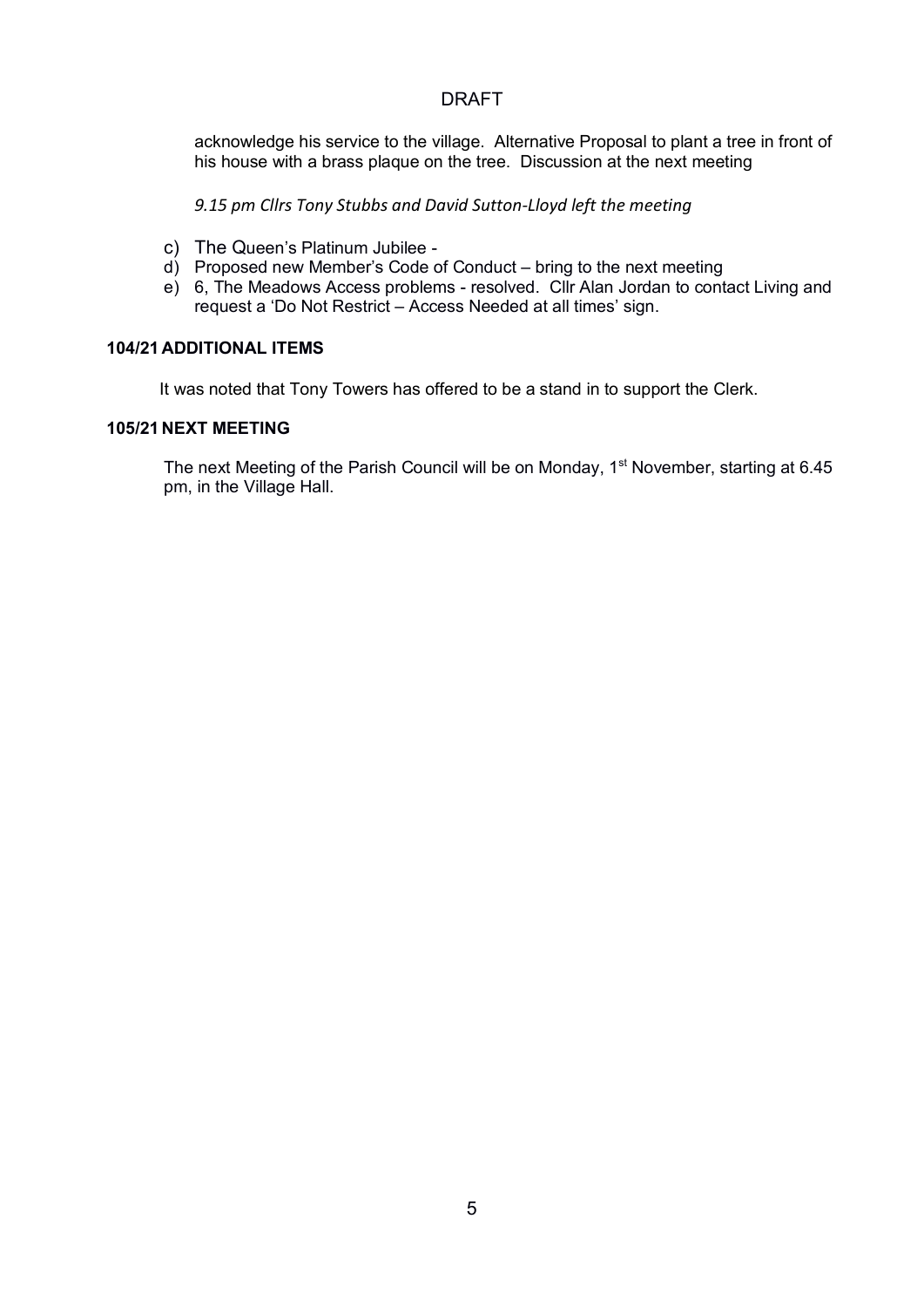DRAFT

acknowledge his service to the village. Alternative Proposal to plant a tree in front of his house with a brass plaque on the tree. Discussion at the next meeting

*9.15 pm Cllrs Tony Stubbs and David Sutton-Lloyd left the meeting*

c) The Queen's Platinum Jubilee -
d) Proposed new Member's Code of Conduct – bring to the next meeting
e) 6, The Meadows Access problems - resolved. Cllr Alan Jordan to contact Living and request a 'Do Not Restrict – Access Needed at all times' sign.

**104/21 ADDITIONAL ITEMS**

It was noted that Tony Towers has offered to be a stand in to support the Clerk.

**105/21 NEXT MEETING**

The next Meeting of the Parish Council will be on Monday, 1st November, starting at 6.45 pm, in the Village Hall.